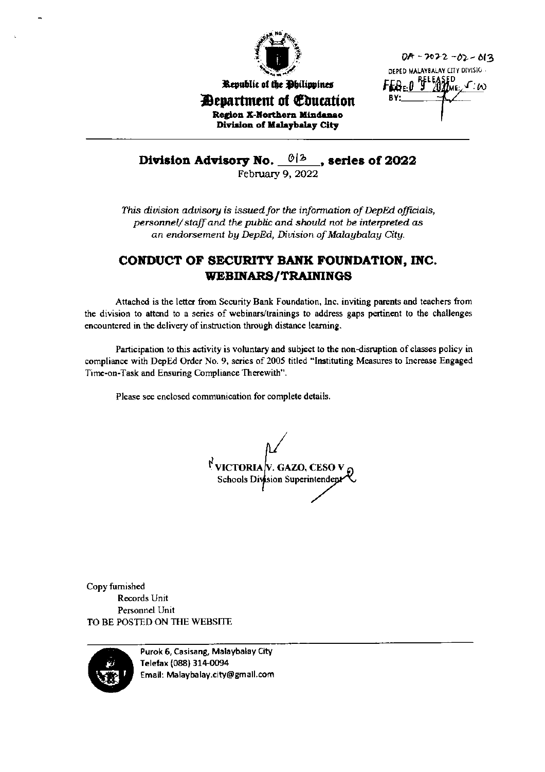Republic of the Philippines

**Department of Education**

**Region X-Northern Mindanao**

**Division of Malaybalay City**

DA - 2022 - 02 - 013

DEPED MALAYBALAY CITY DIVISION

RELEASED

DATE: FEB 09 2022 TIME: 5:00

BY:

# Division Advisory No. 013, series of 2022

February 9, 2022

*This division advisory is issued for the information of DepEd officials, personnel/ staff and the public and should not be interpreted as an endorsement by DepEd, Division of Malaybalay City.*

## CONDUCT OF SECURITY BANK FOUNDATION, INC. WEBINARS/TRAININGS

Attached is the letter from Security Bank Foundation, Inc. inviting parents and teachers from the division to attend to a series of webinars/trainings to address gaps pertinent to the challenges encountered in the delivery of instruction through distance learning.

Participation to this activity is voluntary and subject to the non-disruption of classes policy in compliance with DepEd Order No. 9, series of 2005 titled "Instituting Measures to Increase Engaged Time-on-Task and Ensuring Compliance Therewith".

Please see enclosed communication for complete details.

**VICTORIA V. GAZO, CESO V**
Schools Division Superintendent

Copy furnished
Records Unit
Personnel Unit
TO BE POSTED ON THE WEBSITE

Purok 6, Casisang, Malaybalay City
Telefax (088) 314-0094
Email: Malaybalay.city@gmail.com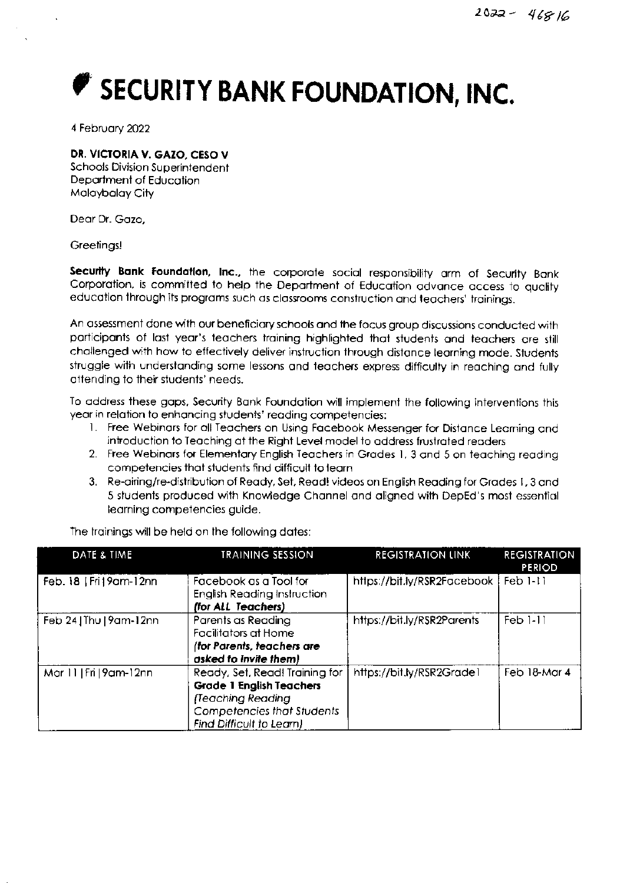2022 - 46816

# SECURITY BANK FOUNDATION, INC.

4 February 2022

**DR. VICTORIA V. GAZO, CESO V**
Schools Division Superintendent
Department of Education
Malaybalay City

Dear Dr. Gazo,

Greetings!

**Security Bank Foundation, Inc.**, the corporate social responsibility arm of Security Bank Corporation, is committed to help the Department of Education advance access to quality education through its programs such as classrooms construction and teachers' trainings.

An assessment done with our beneficiary schools and the focus group discussions conducted with participants of last year's teachers training highlighted that students and teachers are still challenged with how to effectively deliver instruction through distance learning mode. Students struggle with understanding some lessons and teachers express difficulty in reaching and fully attending to their students' needs.

To address these gaps, Security Bank Foundation will implement the following interventions this year in relation to enhancing students' reading competencies:

1. Free Webinars for all Teachers on Using Facebook Messenger for Distance Learning and introduction to Teaching at the Right Level model to address frustrated readers
2. Free Webinars for Elementary English Teachers in Grades 1, 3 and 5 on teaching reading competencies that students find difficult to learn
3. Re-airing/re-distribution of Ready, Set, Read! videos on English Reading for Grades 1, 3 and 5 students produced with Knowledge Channel and aligned with DepEd's most essential learning competencies guide.

The trainings will be held on the following dates:

| DATE & TIME | TRAINING SESSION | REGISTRATION LINK | REGISTRATION PERIOD |
|---|---|---|---|
| Feb. 18 \| Fri \| 9am-12nn | Facebook as a Tool for English Reading Instruction ***(for ALL Teachers)*** | https://bit.ly/RSR2Facebook | Feb 1-11 |
| Feb 24 \| Thu \| 9am-12nn | Parents as Reading Facilitators at Home ***(for Parents, teachers are asked to invite them)*** | https://bit.ly/RSR2Parents | Feb 1-11 |
| Mar 11 \| Fri \| 9am-12nn | Ready, Set, Read! Training for **Grade 1 English Teachers** *(Teaching Reading Competencies that Students Find Difficult to Learn)* | https://bit.ly/RSR2Grade1 | Feb 18-Mar 4 |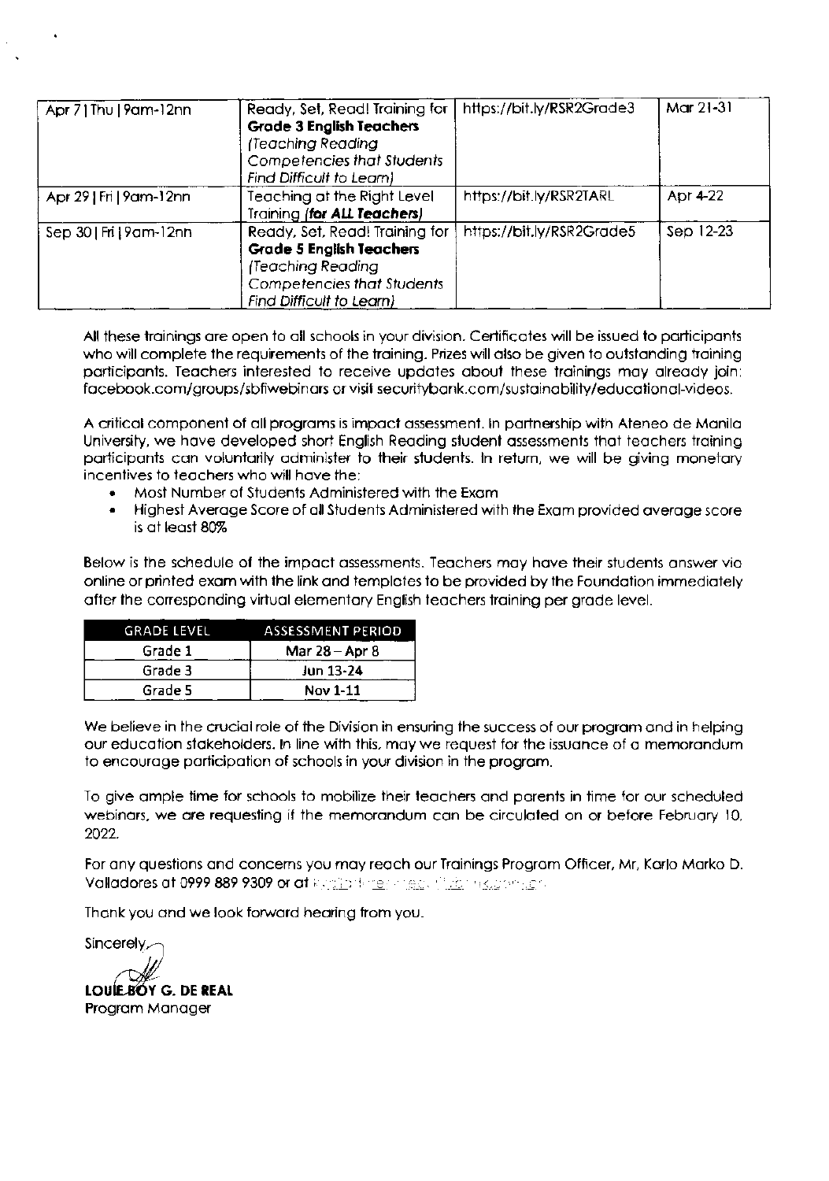| | | | |
|---|---|---|---|
| Apr 7 \| Thu \| 9am-12nn | Ready, Set, Read! Training for **Grade 3 English Teachers** *(Teaching Reading Competencies that Students Find Difficult to Learn)* | https://bit.ly/RSR2Grade3 | Mar 21-31 |
| Apr 29 \| Fri \| 9am-12nn | Teaching at the Right Level Training ***(for ALL Teachers)*** | https://bit.ly/RSR2TARL | Apr 4-22 |
| Sep 30 \| Fri \| 9am-12nn | Ready, Set, Read! Training for **Grade 5 English Teachers** *(Teaching Reading Competencies that Students Find Difficult to Learn)* | https://bit.ly/RSR2Grade5 | Sep 12-23 |

All these trainings are open to all schools in your division. Certificates will be issued to participants who will complete the requirements of the training. Prizes will also be given to outstanding training participants. Teachers interested to receive updates about these trainings may already join: facebook.com/groups/sbfiwebinars or visit securitybank.com/sustainability/educational-videos.

A critical component of all programs is impact assessment. In partnership with Ateneo de Manila University, we have developed short English Reading student assessments that teachers training participants can voluntarily administer to their students. In return, we will be giving monetary incentives to teachers who will have the:

- Most Number of Students Administered with the Exam
- Highest Average Score of all Students Administered with the Exam provided average score is at least 80%

Below is the schedule of the impact assessments. Teachers may have their students answer via online or printed exam with the link and templates to be provided by the Foundation immediately after the corresponding virtual elementary English teachers training per grade level.

| GRADE LEVEL | ASSESSMENT PERIOD |
|---|---|
| Grade 1 | Mar 28 – Apr 8 |
| Grade 3 | Jun 13-24 |
| Grade 5 | Nov 1-11 |

We believe in the crucial role of the Division in ensuring the success of our program and in helping our education stakeholders. In line with this, may we request for the issuance of a memorandum to encourage participation of schools in your division in the program.

To give ample time for schools to mobilize their teachers and parents in time for our scheduled webinars, we are requesting if the memorandum can be circulated on or before February 10, 2022.

For any questions and concerns you may reach our Trainings Program Officer, Mr. Karlo Marko D. Valladores at 0999 889 9309 or at

Thank you and we look forward hearing from you.

Sincerely,

**LOUIE BOY G. DE REAL**
Program Manager